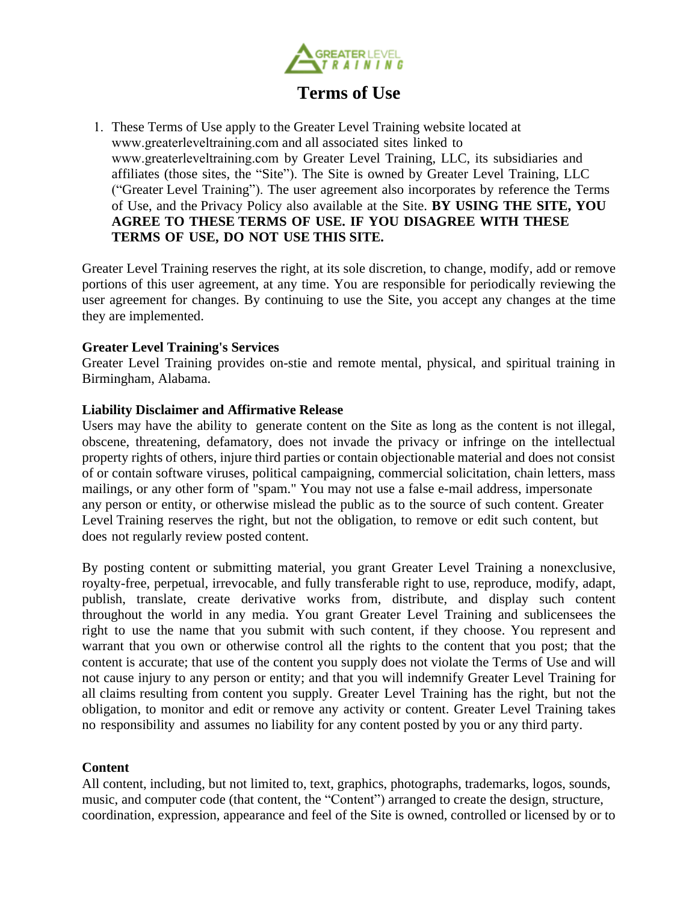# Terms of Use

1. These Terms of Use apply to the Greater Level Training website located at www.greaterleveltraining.com and all associated sites linked to www.greaterleveltraining.com by Greater Level Training, LLC, its subsidiaries and affiliates (those sites, the "Site"). The Site is owned by Greater Level Training, LLC ("Greater Level Training"). The user agreement also incorporates by reference the Terms of Use, and the Privacy Policy also available at the Site. **BY USING THE SITE, YOU AGREE TO THESE TERMS OF USE. IF YOU DISAGREE WITH THESE TERMS OF USE, DO NOT USE THIS SITE.**

Greater Level Training reserves the right, at its sole discretion, to change, modify, add or remove portions of this user agreement, at any time. You are responsible for periodically reviewing the user agreement for changes. By continuing to use the Site, you accept any changes at the time they are implemented.

**Greater Level Training's Services**

Greater Level Training provides on-stie and remote mental, physical, and spiritual training in Birmingham, Alabama.

**Liability Disclaimer and Affirmative Release**

Users may have the ability to generate content on the Site as long as the content is not illegal, obscene, threatening, defamatory, does not invade the privacy or infringe on the intellectual property rights of others, injure third parties or contain objectionable material and does not consist of or contain software viruses, political campaigning, commercial solicitation, chain letters, mass mailings, or any other form of "spam." You may not use a false e-mail address, impersonate any person or entity, or otherwise mislead the public as to the source of such content. Greater Level Training reserves the right, but not the obligation, to remove or edit such content, but does not regularly review posted content.

By posting content or submitting material, you grant Greater Level Training a nonexclusive, royalty-free, perpetual, irrevocable, and fully transferable right to use, reproduce, modify, adapt, publish, translate, create derivative works from, distribute, and display such content throughout the world in any media. You grant Greater Level Training and sublicensees the right to use the name that you submit with such content, if they choose. You represent and warrant that you own or otherwise control all the rights to the content that you post; that the content is accurate; that use of the content you supply does not violate the Terms of Use and will not cause injury to any person or entity; and that you will indemnify Greater Level Training for all claims resulting from content you supply. Greater Level Training has the right, but not the obligation, to monitor and edit or remove any activity or content. Greater Level Training takes no responsibility and assumes no liability for any content posted by you or any third party.

**Content**

All content, including, but not limited to, text, graphics, photographs, trademarks, logos, sounds, music, and computer code (that content, the "Content") arranged to create the design, structure, coordination, expression, appearance and feel of the Site is owned, controlled or licensed by or to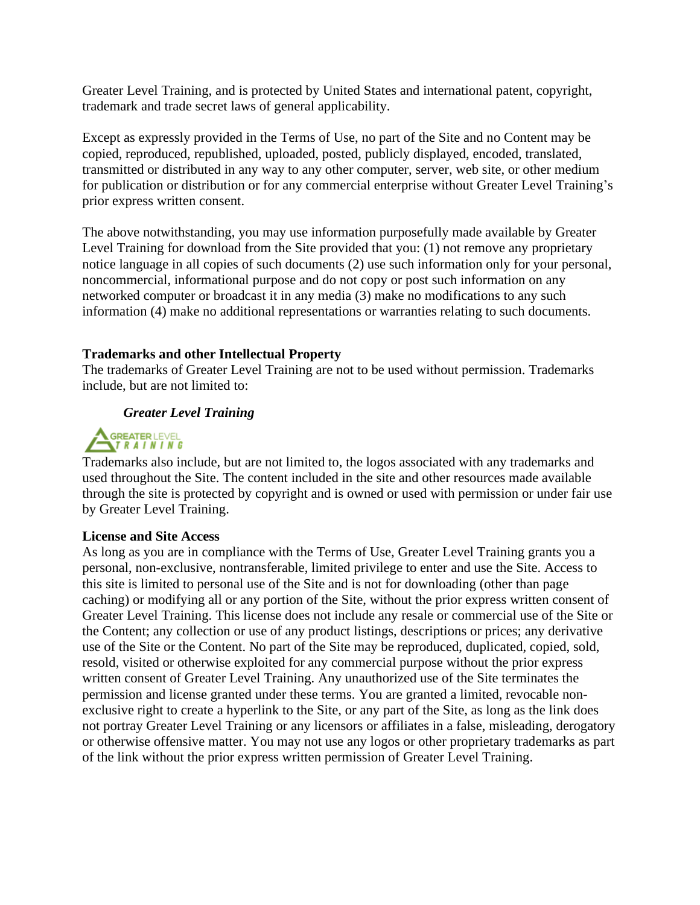Greater Level Training, and is protected by United States and international patent, copyright, trademark and trade secret laws of general applicability.

Except as expressly provided in the Terms of Use, no part of the Site and no Content may be copied, reproduced, republished, uploaded, posted, publicly displayed, encoded, translated, transmitted or distributed in any way to any other computer, server, web site, or other medium for publication or distribution or for any commercial enterprise without Greater Level Training's prior express written consent.

The above notwithstanding, you may use information purposefully made available by Greater Level Training for download from the Site provided that you: (1) not remove any proprietary notice language in all copies of such documents (2) use such information only for your personal, noncommercial, informational purpose and do not copy or post such information on any networked computer or broadcast it in any media (3) make no modifications to any such information (4) make no additional representations or warranties relating to such documents.

**Trademarks and other Intellectual Property**

The trademarks of Greater Level Training are not to be used without permission. Trademarks include, but are not limited to:

***Greater Level Training***

GREATER LEVEL TRAINING

Trademarks also include, but are not limited to, the logos associated with any trademarks and used throughout the Site. The content included in the site and other resources made available through the site is protected by copyright and is owned or used with permission or under fair use by Greater Level Training.

**License and Site Access**

As long as you are in compliance with the Terms of Use, Greater Level Training grants you a personal, non-exclusive, nontransferable, limited privilege to enter and use the Site. Access to this site is limited to personal use of the Site and is not for downloading (other than page caching) or modifying all or any portion of the Site, without the prior express written consent of Greater Level Training. This license does not include any resale or commercial use of the Site or the Content; any collection or use of any product listings, descriptions or prices; any derivative use of the Site or the Content. No part of the Site may be reproduced, duplicated, copied, sold, resold, visited or otherwise exploited for any commercial purpose without the prior express written consent of Greater Level Training. Any unauthorized use of the Site terminates the permission and license granted under these terms. You are granted a limited, revocable non-exclusive right to create a hyperlink to the Site, or any part of the Site, as long as the link does not portray Greater Level Training or any licensors or affiliates in a false, misleading, derogatory or otherwise offensive matter. You may not use any logos or other proprietary trademarks as part of the link without the prior express written permission of Greater Level Training.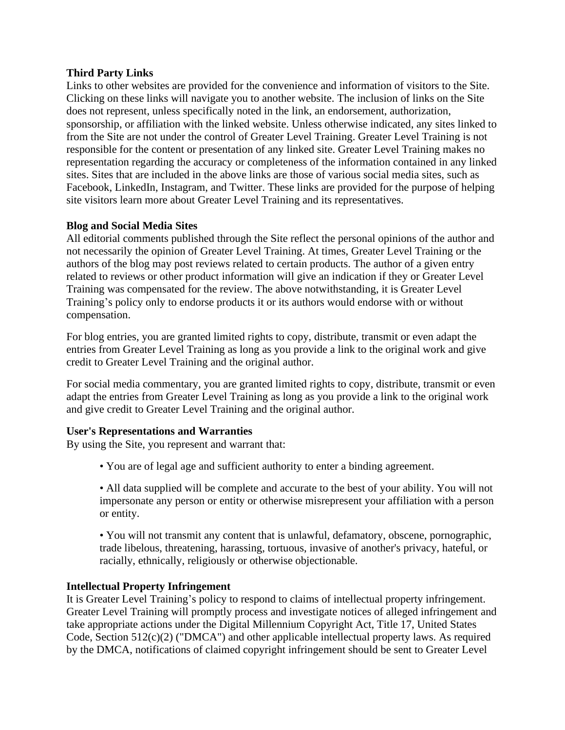**Third Party Links**

Links to other websites are provided for the convenience and information of visitors to the Site. Clicking on these links will navigate you to another website. The inclusion of links on the Site does not represent, unless specifically noted in the link, an endorsement, authorization, sponsorship, or affiliation with the linked website. Unless otherwise indicated, any sites linked to from the Site are not under the control of Greater Level Training. Greater Level Training is not responsible for the content or presentation of any linked site. Greater Level Training makes no representation regarding the accuracy or completeness of the information contained in any linked sites. Sites that are included in the above links are those of various social media sites, such as Facebook, LinkedIn, Instagram, and Twitter. These links are provided for the purpose of helping site visitors learn more about Greater Level Training and its representatives.

**Blog and Social Media Sites**

All editorial comments published through the Site reflect the personal opinions of the author and not necessarily the opinion of Greater Level Training. At times, Greater Level Training or the authors of the blog may post reviews related to certain products. The author of a given entry related to reviews or other product information will give an indication if they or Greater Level Training was compensated for the review. The above notwithstanding, it is Greater Level Training's policy only to endorse products it or its authors would endorse with or without compensation.

For blog entries, you are granted limited rights to copy, distribute, transmit or even adapt the entries from Greater Level Training as long as you provide a link to the original work and give credit to Greater Level Training and the original author.

For social media commentary, you are granted limited rights to copy, distribute, transmit or even adapt the entries from Greater Level Training as long as you provide a link to the original work and give credit to Greater Level Training and the original author.

**User's Representations and Warranties**

By using the Site, you represent and warrant that:

- You are of legal age and sufficient authority to enter a binding agreement.
- All data supplied will be complete and accurate to the best of your ability. You will not impersonate any person or entity or otherwise misrepresent your affiliation with a person or entity.
- You will not transmit any content that is unlawful, defamatory, obscene, pornographic, trade libelous, threatening, harassing, tortuous, invasive of another's privacy, hateful, or racially, ethnically, religiously or otherwise objectionable.

**Intellectual Property Infringement**

It is Greater Level Training's policy to respond to claims of intellectual property infringement. Greater Level Training will promptly process and investigate notices of alleged infringement and take appropriate actions under the Digital Millennium Copyright Act, Title 17, United States Code, Section 512(c)(2) ("DMCA") and other applicable intellectual property laws. As required by the DMCA, notifications of claimed copyright infringement should be sent to Greater Level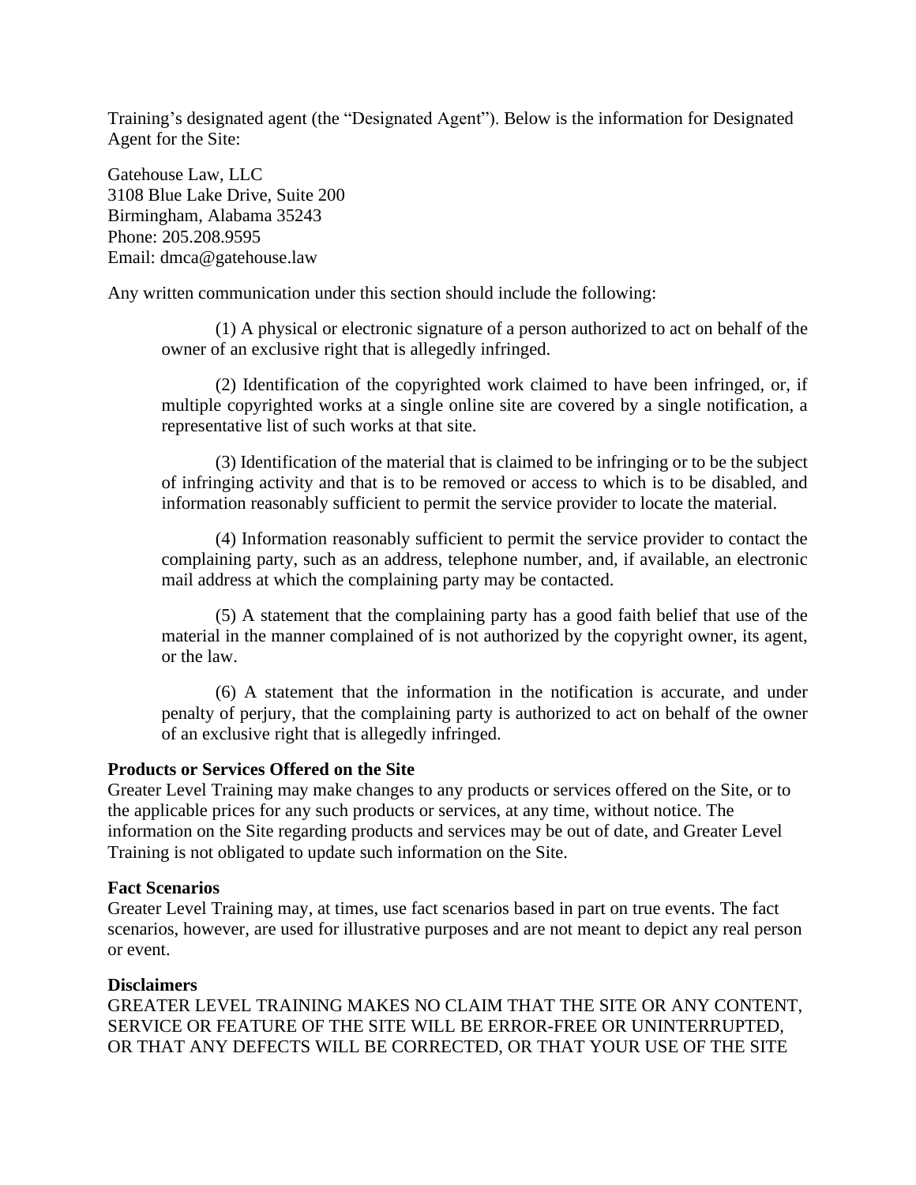Training's designated agent (the "Designated Agent"). Below is the information for Designated Agent for the Site:

Gatehouse Law, LLC
3108 Blue Lake Drive, Suite 200
Birmingham, Alabama 35243
Phone: 205.208.9595
Email: dmca@gatehouse.law

Any written communication under this section should include the following:

> (1) A physical or electronic signature of a person authorized to act on behalf of the owner of an exclusive right that is allegedly infringed.
>
> (2) Identification of the copyrighted work claimed to have been infringed, or, if multiple copyrighted works at a single online site are covered by a single notification, a representative list of such works at that site.
>
> (3) Identification of the material that is claimed to be infringing or to be the subject of infringing activity and that is to be removed or access to which is to be disabled, and information reasonably sufficient to permit the service provider to locate the material.
>
> (4) Information reasonably sufficient to permit the service provider to contact the complaining party, such as an address, telephone number, and, if available, an electronic mail address at which the complaining party may be contacted.
>
> (5) A statement that the complaining party has a good faith belief that use of the material in the manner complained of is not authorized by the copyright owner, its agent, or the law.
>
> (6) A statement that the information in the notification is accurate, and under penalty of perjury, that the complaining party is authorized to act on behalf of the owner of an exclusive right that is allegedly infringed.

**Products or Services Offered on the Site**
Greater Level Training may make changes to any products or services offered on the Site, or to the applicable prices for any such products or services, at any time, without notice. The information on the Site regarding products and services may be out of date, and Greater Level Training is not obligated to update such information on the Site.

**Fact Scenarios**
Greater Level Training may, at times, use fact scenarios based in part on true events. The fact scenarios, however, are used for illustrative purposes and are not meant to depict any real person or event.

**Disclaimers**
GREATER LEVEL TRAINING MAKES NO CLAIM THAT THE SITE OR ANY CONTENT, SERVICE OR FEATURE OF THE SITE WILL BE ERROR-FREE OR UNINTERRUPTED, OR THAT ANY DEFECTS WILL BE CORRECTED, OR THAT YOUR USE OF THE SITE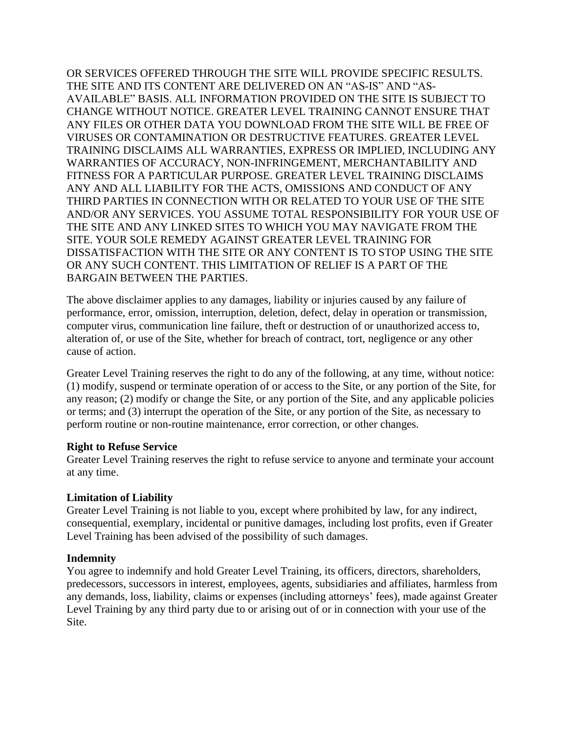OR SERVICES OFFERED THROUGH THE SITE WILL PROVIDE SPECIFIC RESULTS. THE SITE AND ITS CONTENT ARE DELIVERED ON AN "AS-IS" AND "AS-AVAILABLE" BASIS. ALL INFORMATION PROVIDED ON THE SITE IS SUBJECT TO CHANGE WITHOUT NOTICE. GREATER LEVEL TRAINING CANNOT ENSURE THAT ANY FILES OR OTHER DATA YOU DOWNLOAD FROM THE SITE WILL BE FREE OF VIRUSES OR CONTAMINATION OR DESTRUCTIVE FEATURES. GREATER LEVEL TRAINING DISCLAIMS ALL WARRANTIES, EXPRESS OR IMPLIED, INCLUDING ANY WARRANTIES OF ACCURACY, NON-INFRINGEMENT, MERCHANTABILITY AND FITNESS FOR A PARTICULAR PURPOSE. GREATER LEVEL TRAINING DISCLAIMS ANY AND ALL LIABILITY FOR THE ACTS, OMISSIONS AND CONDUCT OF ANY THIRD PARTIES IN CONNECTION WITH OR RELATED TO YOUR USE OF THE SITE AND/OR ANY SERVICES. YOU ASSUME TOTAL RESPONSIBILITY FOR YOUR USE OF THE SITE AND ANY LINKED SITES TO WHICH YOU MAY NAVIGATE FROM THE SITE. YOUR SOLE REMEDY AGAINST GREATER LEVEL TRAINING FOR DISSATISFACTION WITH THE SITE OR ANY CONTENT IS TO STOP USING THE SITE OR ANY SUCH CONTENT. THIS LIMITATION OF RELIEF IS A PART OF THE BARGAIN BETWEEN THE PARTIES.

The above disclaimer applies to any damages, liability or injuries caused by any failure of performance, error, omission, interruption, deletion, defect, delay in operation or transmission, computer virus, communication line failure, theft or destruction of or unauthorized access to, alteration of, or use of the Site, whether for breach of contract, tort, negligence or any other cause of action.

Greater Level Training reserves the right to do any of the following, at any time, without notice: (1) modify, suspend or terminate operation of or access to the Site, or any portion of the Site, for any reason; (2) modify or change the Site, or any portion of the Site, and any applicable policies or terms; and (3) interrupt the operation of the Site, or any portion of the Site, as necessary to perform routine or non-routine maintenance, error correction, or other changes.

**Right to Refuse Service**
Greater Level Training reserves the right to refuse service to anyone and terminate your account at any time.

**Limitation of Liability**
Greater Level Training is not liable to you, except where prohibited by law, for any indirect, consequential, exemplary, incidental or punitive damages, including lost profits, even if Greater Level Training has been advised of the possibility of such damages.

**Indemnity**
You agree to indemnify and hold Greater Level Training, its officers, directors, shareholders, predecessors, successors in interest, employees, agents, subsidiaries and affiliates, harmless from any demands, loss, liability, claims or expenses (including attorneys' fees), made against Greater Level Training by any third party due to or arising out of or in connection with your use of the Site.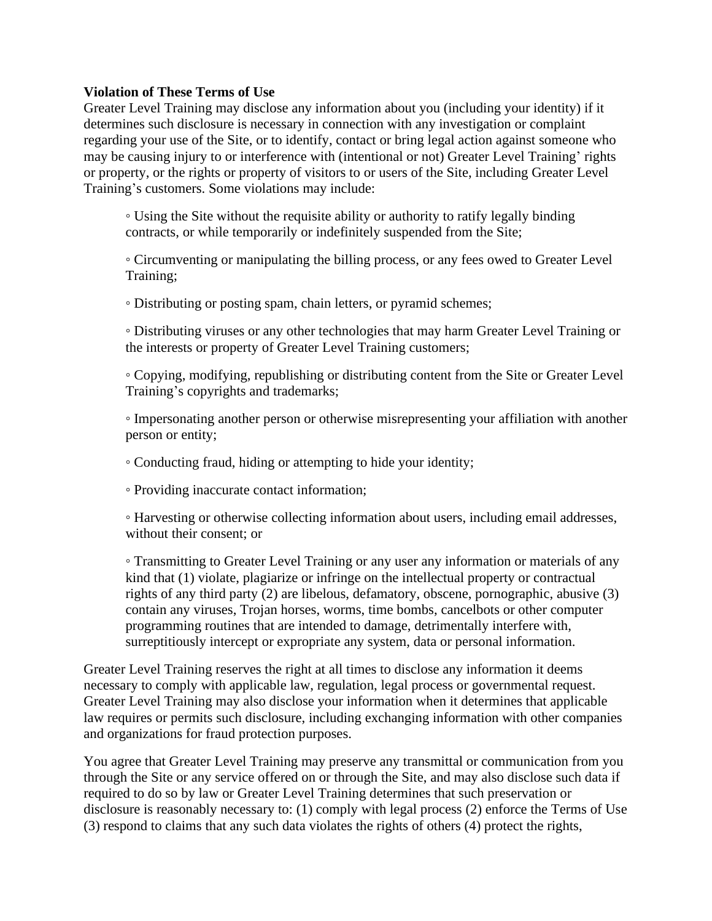**Violation of These Terms of Use**

Greater Level Training may disclose any information about you (including your identity) if it determines such disclosure is necessary in connection with any investigation or complaint regarding your use of the Site, or to identify, contact or bring legal action against someone who may be causing injury to or interference with (intentional or not) Greater Level Training' rights or property, or the rights or property of visitors to or users of the Site, including Greater Level Training's customers. Some violations may include:

◦ Using the Site without the requisite ability or authority to ratify legally binding contracts, or while temporarily or indefinitely suspended from the Site;

◦ Circumventing or manipulating the billing process, or any fees owed to Greater Level Training;

◦ Distributing or posting spam, chain letters, or pyramid schemes;

◦ Distributing viruses or any other technologies that may harm Greater Level Training or the interests or property of Greater Level Training customers;

◦ Copying, modifying, republishing or distributing content from the Site or Greater Level Training's copyrights and trademarks;

◦ Impersonating another person or otherwise misrepresenting your affiliation with another person or entity;

◦ Conducting fraud, hiding or attempting to hide your identity;

◦ Providing inaccurate contact information;

◦ Harvesting or otherwise collecting information about users, including email addresses, without their consent; or

◦ Transmitting to Greater Level Training or any user any information or materials of any kind that (1) violate, plagiarize or infringe on the intellectual property or contractual rights of any third party (2) are libelous, defamatory, obscene, pornographic, abusive (3) contain any viruses, Trojan horses, worms, time bombs, cancelbots or other computer programming routines that are intended to damage, detrimentally interfere with, surreptitiously intercept or expropriate any system, data or personal information.

Greater Level Training reserves the right at all times to disclose any information it deems necessary to comply with applicable law, regulation, legal process or governmental request. Greater Level Training may also disclose your information when it determines that applicable law requires or permits such disclosure, including exchanging information with other companies and organizations for fraud protection purposes.

You agree that Greater Level Training may preserve any transmittal or communication from you through the Site or any service offered on or through the Site, and may also disclose such data if required to do so by law or Greater Level Training determines that such preservation or disclosure is reasonably necessary to: (1) comply with legal process (2) enforce the Terms of Use (3) respond to claims that any such data violates the rights of others (4) protect the rights,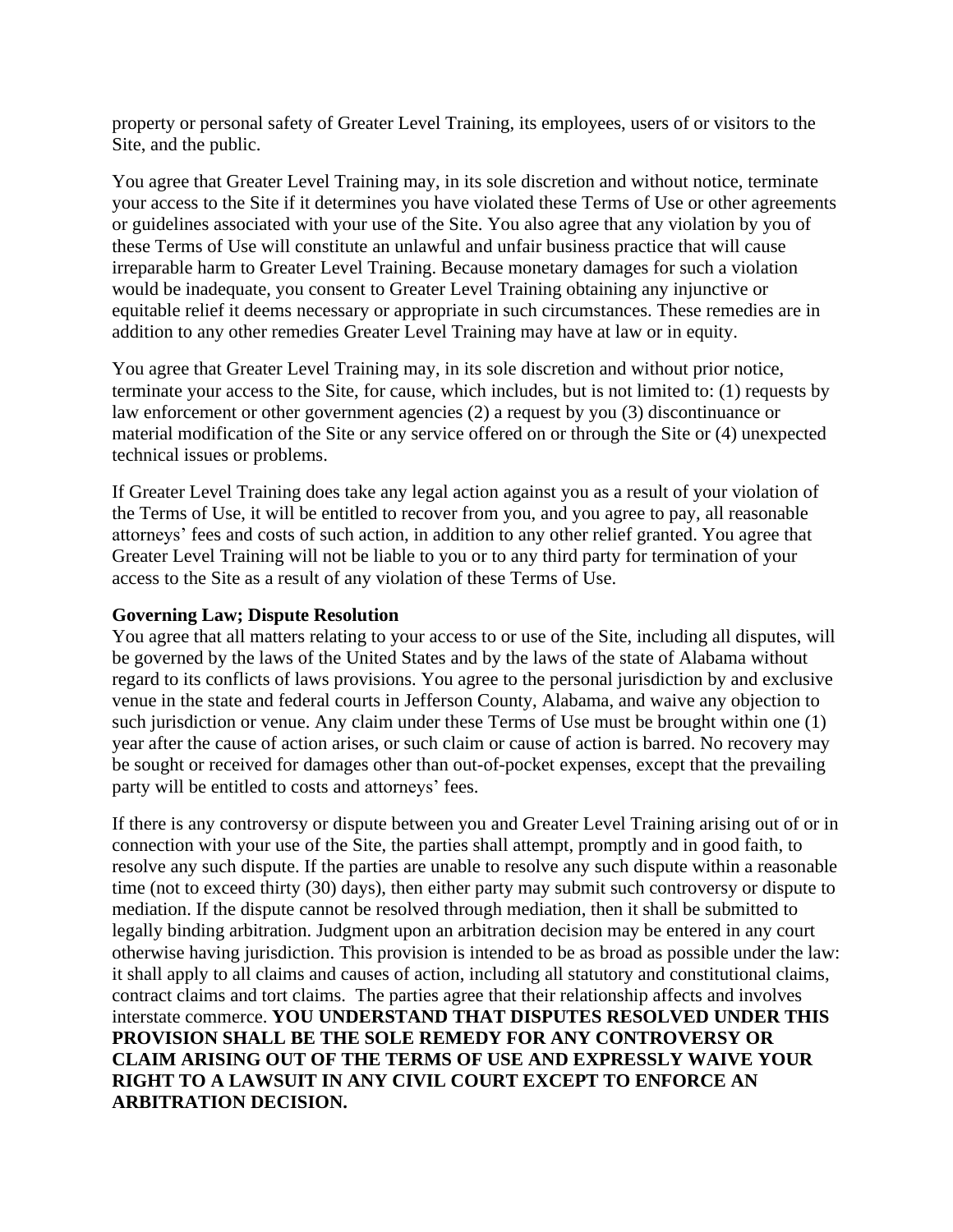property or personal safety of Greater Level Training, its employees, users of or visitors to the Site, and the public.

You agree that Greater Level Training may, in its sole discretion and without notice, terminate your access to the Site if it determines you have violated these Terms of Use or other agreements or guidelines associated with your use of the Site. You also agree that any violation by you of these Terms of Use will constitute an unlawful and unfair business practice that will cause irreparable harm to Greater Level Training. Because monetary damages for such a violation would be inadequate, you consent to Greater Level Training obtaining any injunctive or equitable relief it deems necessary or appropriate in such circumstances. These remedies are in addition to any other remedies Greater Level Training may have at law or in equity.

You agree that Greater Level Training may, in its sole discretion and without prior notice, terminate your access to the Site, for cause, which includes, but is not limited to: (1) requests by law enforcement or other government agencies (2) a request by you (3) discontinuance or material modification of the Site or any service offered on or through the Site or (4) unexpected technical issues or problems.

If Greater Level Training does take any legal action against you as a result of your violation of the Terms of Use, it will be entitled to recover from you, and you agree to pay, all reasonable attorneys' fees and costs of such action, in addition to any other relief granted. You agree that Greater Level Training will not be liable to you or to any third party for termination of your access to the Site as a result of any violation of these Terms of Use.

**Governing Law; Dispute Resolution**

You agree that all matters relating to your access to or use of the Site, including all disputes, will be governed by the laws of the United States and by the laws of the state of Alabama without regard to its conflicts of laws provisions. You agree to the personal jurisdiction by and exclusive venue in the state and federal courts in Jefferson County, Alabama, and waive any objection to such jurisdiction or venue. Any claim under these Terms of Use must be brought within one (1) year after the cause of action arises, or such claim or cause of action is barred. No recovery may be sought or received for damages other than out-of-pocket expenses, except that the prevailing party will be entitled to costs and attorneys' fees.

If there is any controversy or dispute between you and Greater Level Training arising out of or in connection with your use of the Site, the parties shall attempt, promptly and in good faith, to resolve any such dispute. If the parties are unable to resolve any such dispute within a reasonable time (not to exceed thirty (30) days), then either party may submit such controversy or dispute to mediation. If the dispute cannot be resolved through mediation, then it shall be submitted to legally binding arbitration. Judgment upon an arbitration decision may be entered in any court otherwise having jurisdiction. This provision is intended to be as broad as possible under the law: it shall apply to all claims and causes of action, including all statutory and constitutional claims, contract claims and tort claims. The parties agree that their relationship affects and involves interstate commerce. **YOU UNDERSTAND THAT DISPUTES RESOLVED UNDER THIS PROVISION SHALL BE THE SOLE REMEDY FOR ANY CONTROVERSY OR CLAIM ARISING OUT OF THE TERMS OF USE AND EXPRESSLY WAIVE YOUR RIGHT TO A LAWSUIT IN ANY CIVIL COURT EXCEPT TO ENFORCE AN ARBITRATION DECISION.**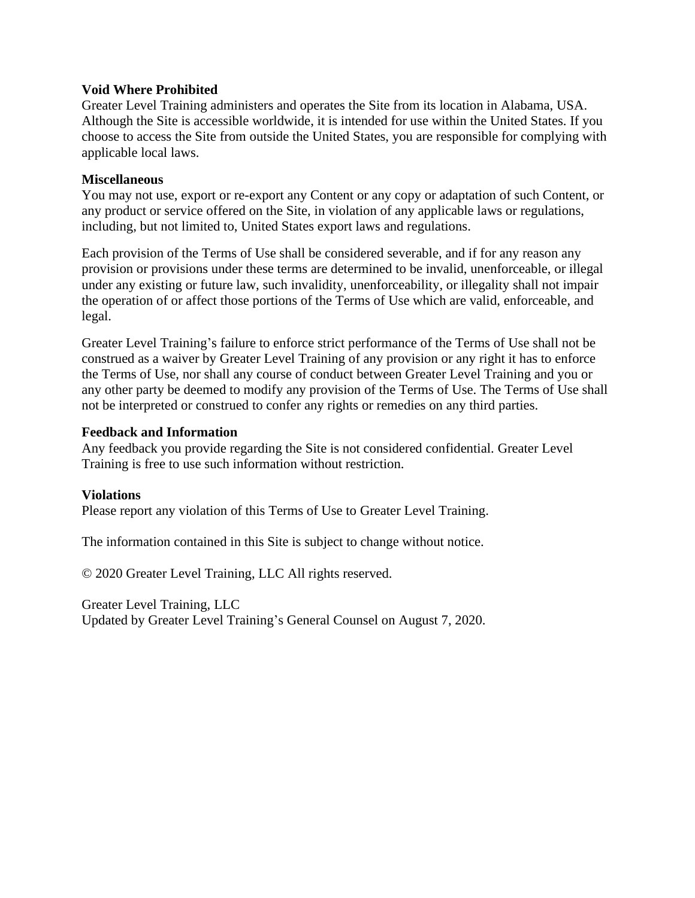**Void Where Prohibited**
Greater Level Training administers and operates the Site from its location in Alabama, USA. Although the Site is accessible worldwide, it is intended for use within the United States. If you choose to access the Site from outside the United States, you are responsible for complying with applicable local laws.

**Miscellaneous**
You may not use, export or re-export any Content or any copy or adaptation of such Content, or any product or service offered on the Site, in violation of any applicable laws or regulations, including, but not limited to, United States export laws and regulations.

Each provision of the Terms of Use shall be considered severable, and if for any reason any provision or provisions under these terms are determined to be invalid, unenforceable, or illegal under any existing or future law, such invalidity, unenforceability, or illegality shall not impair the operation of or affect those portions of the Terms of Use which are valid, enforceable, and legal.

Greater Level Training's failure to enforce strict performance of the Terms of Use shall not be construed as a waiver by Greater Level Training of any provision or any right it has to enforce the Terms of Use, nor shall any course of conduct between Greater Level Training and you or any other party be deemed to modify any provision of the Terms of Use. The Terms of Use shall not be interpreted or construed to confer any rights or remedies on any third parties.

**Feedback and Information**
Any feedback you provide regarding the Site is not considered confidential. Greater Level Training is free to use such information without restriction.

**Violations**
Please report any violation of this Terms of Use to Greater Level Training.

The information contained in this Site is subject to change without notice.

© 2020 Greater Level Training, LLC All rights reserved.

Greater Level Training, LLC
Updated by Greater Level Training's General Counsel on August 7, 2020.